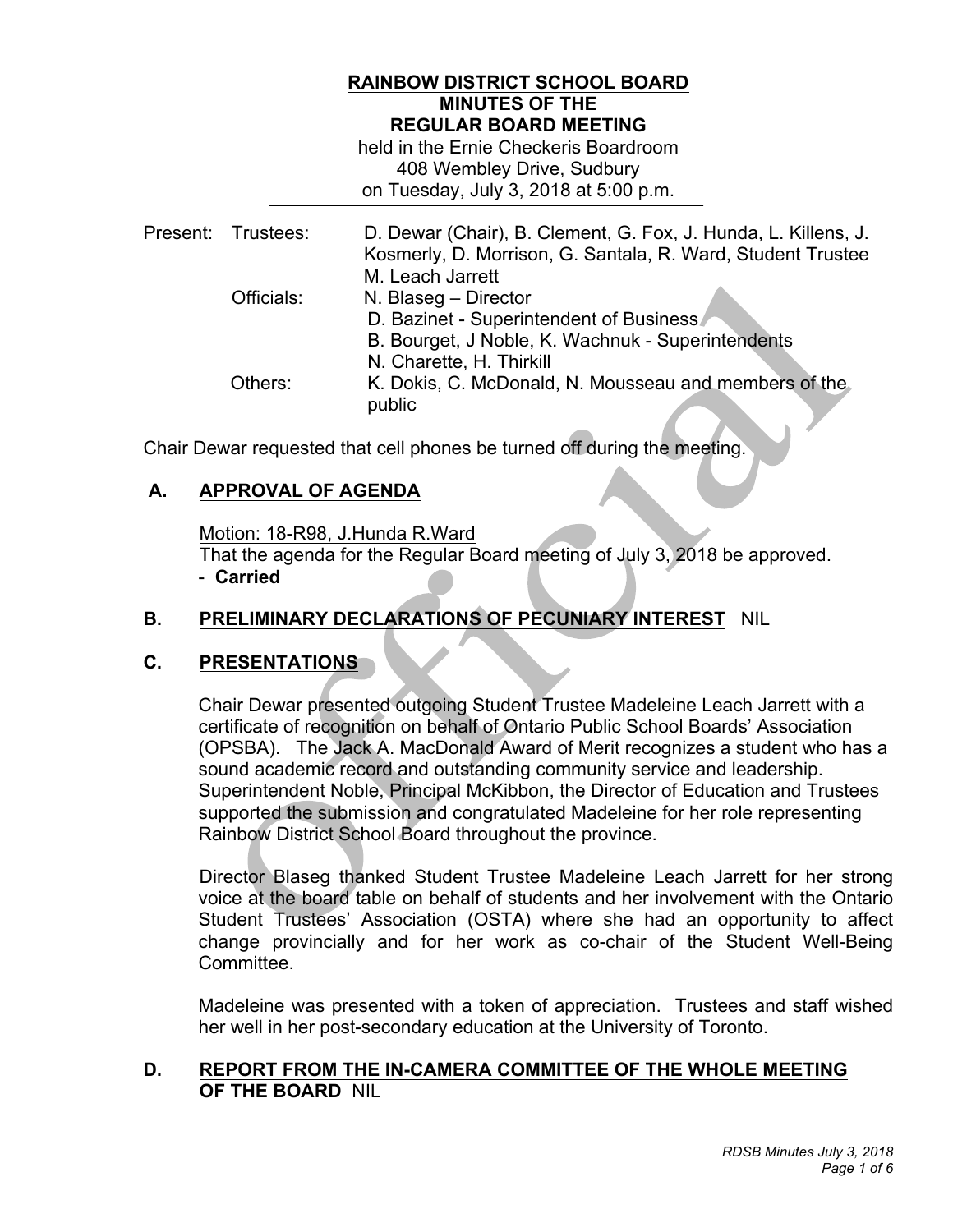**RAINBOW DISTRICT SCHOOL BOARD**
**MINUTES OF THE**
**REGULAR BOARD MEETING**
held in the Ernie Checkeris Boardroom
408 Wembley Drive, Sudbury
on Tuesday, July 3, 2018 at 5:00 p.m.

| Present: | Trustees: | D. Dewar (Chair), B. Clement, G. Fox, J. Hunda, L. Killens, J. Kosmerly, D. Morrison, G. Santala, R. Ward, Student Trustee M. Leach Jarrett |
|---|---|---|
| | Officials: | N. Blaseg – Director<br>D. Bazinet - Superintendent of Business<br>B. Bourget, J Noble, K. Wachnuk - Superintendents<br>N. Charette, H. Thirkill |
| | Others: | K. Dokis, C. McDonald, N. Mousseau and members of the public |

Chair Dewar requested that cell phones be turned off during the meeting.

## A. APPROVAL OF AGENDA

Motion: 18-R98, J.Hunda R.Ward
That the agenda for the Regular Board meeting of July 3, 2018 be approved.
- **Carried**

## B. PRELIMINARY DECLARATIONS OF PECUNIARY INTEREST NIL

## C. PRESENTATIONS

Chair Dewar presented outgoing Student Trustee Madeleine Leach Jarrett with a certificate of recognition on behalf of Ontario Public School Boards' Association (OPSBA). The Jack A. MacDonald Award of Merit recognizes a student who has a sound academic record and outstanding community service and leadership. Superintendent Noble, Principal McKibbon, the Director of Education and Trustees supported the submission and congratulated Madeleine for her role representing Rainbow District School Board throughout the province.

Director Blaseg thanked Student Trustee Madeleine Leach Jarrett for her strong voice at the board table on behalf of students and her involvement with the Ontario Student Trustees' Association (OSTA) where she had an opportunity to affect change provincially and for her work as co-chair of the Student Well-Being Committee.

Madeleine was presented with a token of appreciation. Trustees and staff wished her well in her post-secondary education at the University of Toronto.

## D. REPORT FROM THE IN-CAMERA COMMITTEE OF THE WHOLE MEETING OF THE BOARD NIL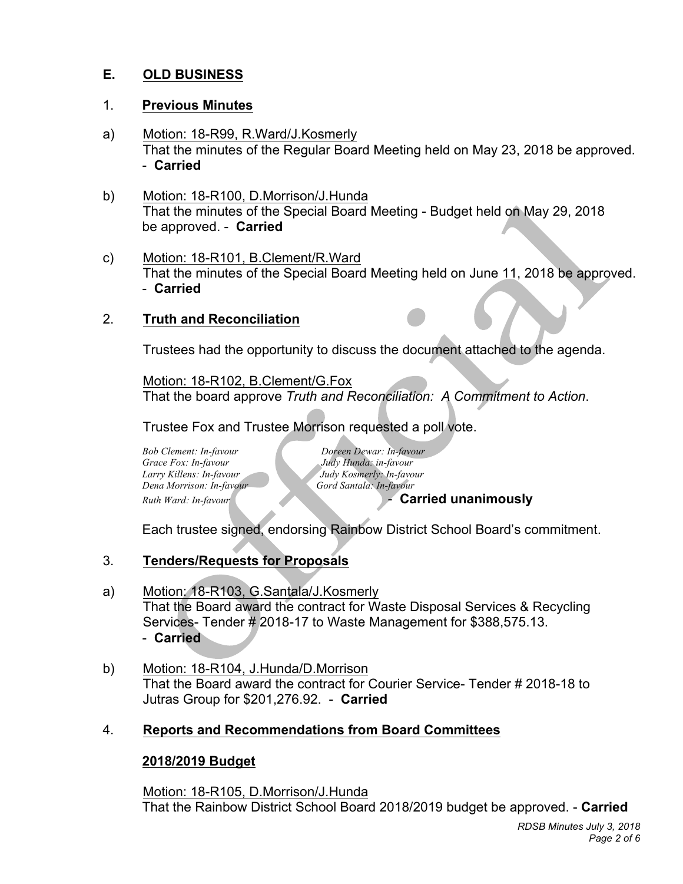## E. OLD BUSINESS

### 1. Previous Minutes

a) Motion: 18-R99, R.Ward/J.Kosmerly
That the minutes of the Regular Board Meeting held on May 23, 2018 be approved.
- **Carried**

b) Motion: 18-R100, D.Morrison/J.Hunda
That the minutes of the Special Board Meeting - Budget held on May 29, 2018 be approved. - **Carried**

c) Motion: 18-R101, B.Clement/R.Ward
That the minutes of the Special Board Meeting held on June 11, 2018 be approved.
- **Carried**

### 2. Truth and Reconciliation

Trustees had the opportunity to discuss the document attached to the agenda.

Motion: 18-R102, B.Clement/G.Fox
That the board approve *Truth and Reconciliation: A Commitment to Action*.

Trustee Fox and Trustee Morrison requested a poll vote.

*Bob Clement: In-favour*
*Doreen Dewar: In-favour*
*Grace Fox: In-favour*
*Judy Hunda: in-favour*
*Larry Killens: In-favour*
*Judy Kosmerly: In-favour*
*Dena Morrison: In-favour*
*Gord Santala: In-favour*
*Ruth Ward: In-favour*

- **Carried unanimously**

Each trustee signed, endorsing Rainbow District School Board's commitment.

### 3. Tenders/Requests for Proposals

a) Motion: 18-R103, G.Santala/J.Kosmerly
That the Board award the contract for Waste Disposal Services & Recycling Services- Tender # 2018-17 to Waste Management for $388,575.13.
- **Carried**

b) Motion: 18-R104, J.Hunda/D.Morrison
That the Board award the contract for Courier Service- Tender # 2018-18 to Jutras Group for $201,276.92. - **Carried**

### 4. Reports and Recommendations from Board Committees

**2018/2019 Budget**

Motion: 18-R105, D.Morrison/J.Hunda
That the Rainbow District School Board 2018/2019 budget be approved. - **Carried**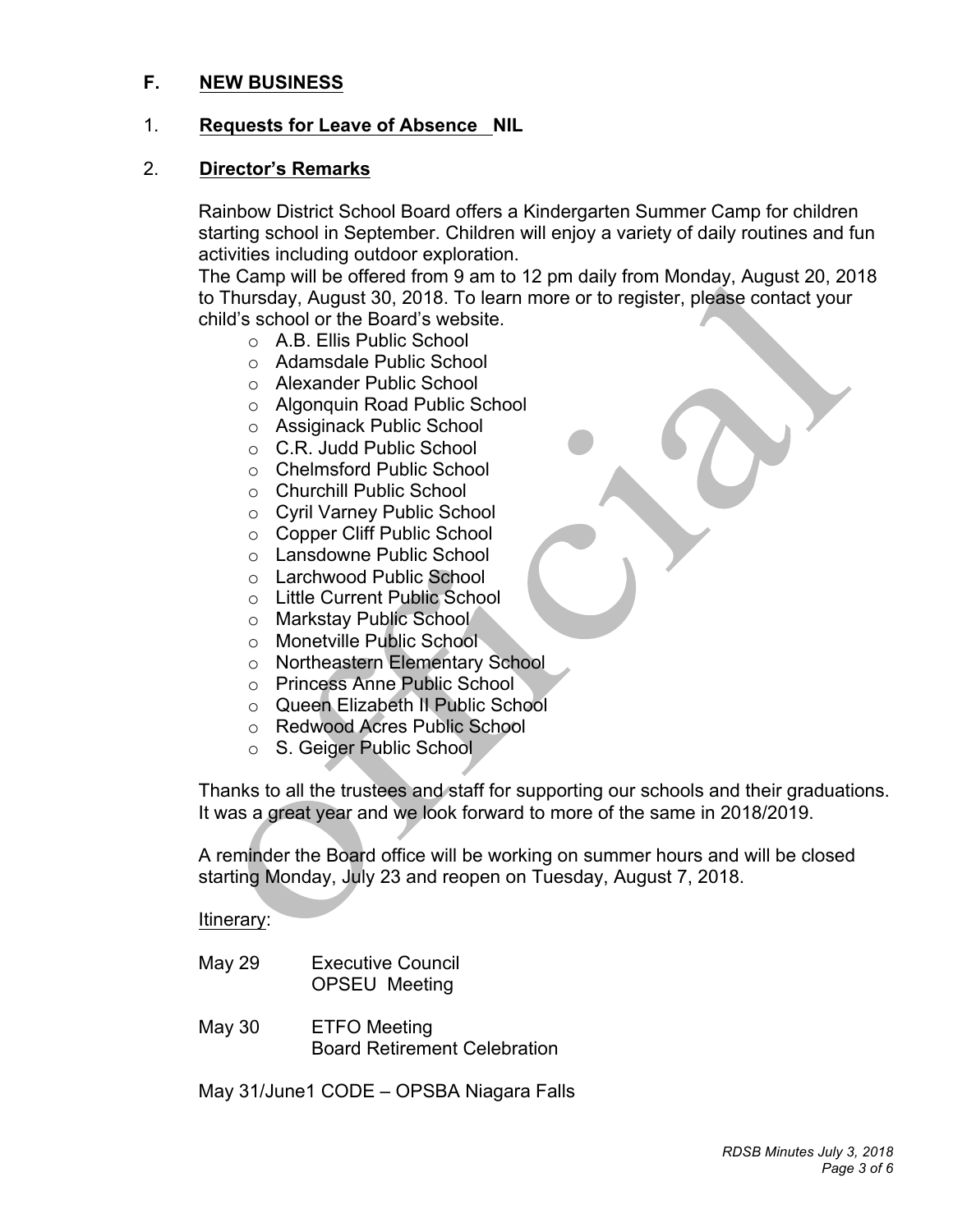## F. NEW BUSINESS

### 1. Requests for Leave of Absence NIL

### 2. Director's Remarks

Rainbow District School Board offers a Kindergarten Summer Camp for children starting school in September. Children will enjoy a variety of daily routines and fun activities including outdoor exploration.
The Camp will be offered from 9 am to 12 pm daily from Monday, August 20, 2018 to Thursday, August 30, 2018. To learn more or to register, please contact your child's school or the Board's website.

- A.B. Ellis Public School
- Adamsdale Public School
- Alexander Public School
- Algonquin Road Public School
- Assiginack Public School
- C.R. Judd Public School
- Chelmsford Public School
- Churchill Public School
- Cyril Varney Public School
- Copper Cliff Public School
- Lansdowne Public School
- Larchwood Public School
- Little Current Public School
- Markstay Public School
- Monetville Public School
- Northeastern Elementary School
- Princess Anne Public School
- Queen Elizabeth II Public School
- Redwood Acres Public School
- S. Geiger Public School

Thanks to all the trustees and staff for supporting our schools and their graduations. It was a great year and we look forward to more of the same in 2018/2019.

A reminder the Board office will be working on summer hours and will be closed starting Monday, July 23 and reopen on Tuesday, August 7, 2018.

Itinerary:

May 29 Executive Council
OPSEU Meeting

May 30 ETFO Meeting
Board Retirement Celebration

May 31/June1 CODE – OPSBA Niagara Falls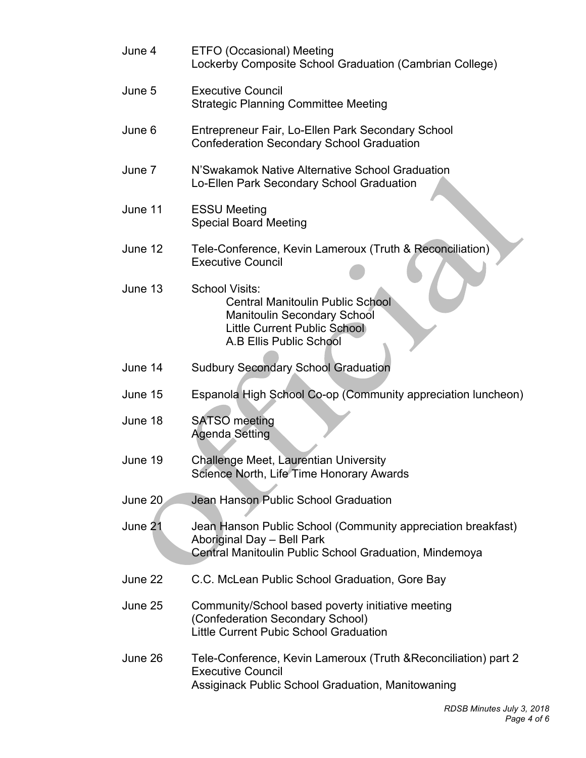| | |
|---|---|
| June 4 | ETFO (Occasional) Meeting<br>Lockerby Composite School Graduation (Cambrian College) |
| June 5 | Executive Council<br>Strategic Planning Committee Meeting |
| June 6 | Entrepreneur Fair, Lo-Ellen Park Secondary School<br>Confederation Secondary School Graduation |
| June 7 | N'Swakamok Native Alternative School Graduation<br>Lo-Ellen Park Secondary School Graduation |
| June 11 | ESSU Meeting<br>Special Board Meeting |
| June 12 | Tele-Conference, Kevin Lameroux (Truth & Reconciliation)<br>Executive Council |
| June 13 | School Visits:<br>Central Manitoulin Public School<br>Manitoulin Secondary School<br>Little Current Public School<br>A.B Ellis Public School |
| June 14 | Sudbury Secondary School Graduation |
| June 15 | Espanola High School Co-op (Community appreciation luncheon) |
| June 18 | SATSO meeting<br>Agenda Setting |
| June 19 | Challenge Meet, Laurentian University<br>Science North, Life Time Honorary Awards |
| June 20 | Jean Hanson Public School Graduation |
| June 21 | Jean Hanson Public School (Community appreciation breakfast)<br>Aboriginal Day – Bell Park<br>Central Manitoulin Public School Graduation, Mindemoya |
| June 22 | C.C. McLean Public School Graduation, Gore Bay |
| June 25 | Community/School based poverty initiative meeting<br>(Confederation Secondary School)<br>Little Current Pubic School Graduation |
| June 26 | Tele-Conference, Kevin Lameroux (Truth &Reconciliation) part 2<br>Executive Council<br>Assiginack Public School Graduation, Manitowaning |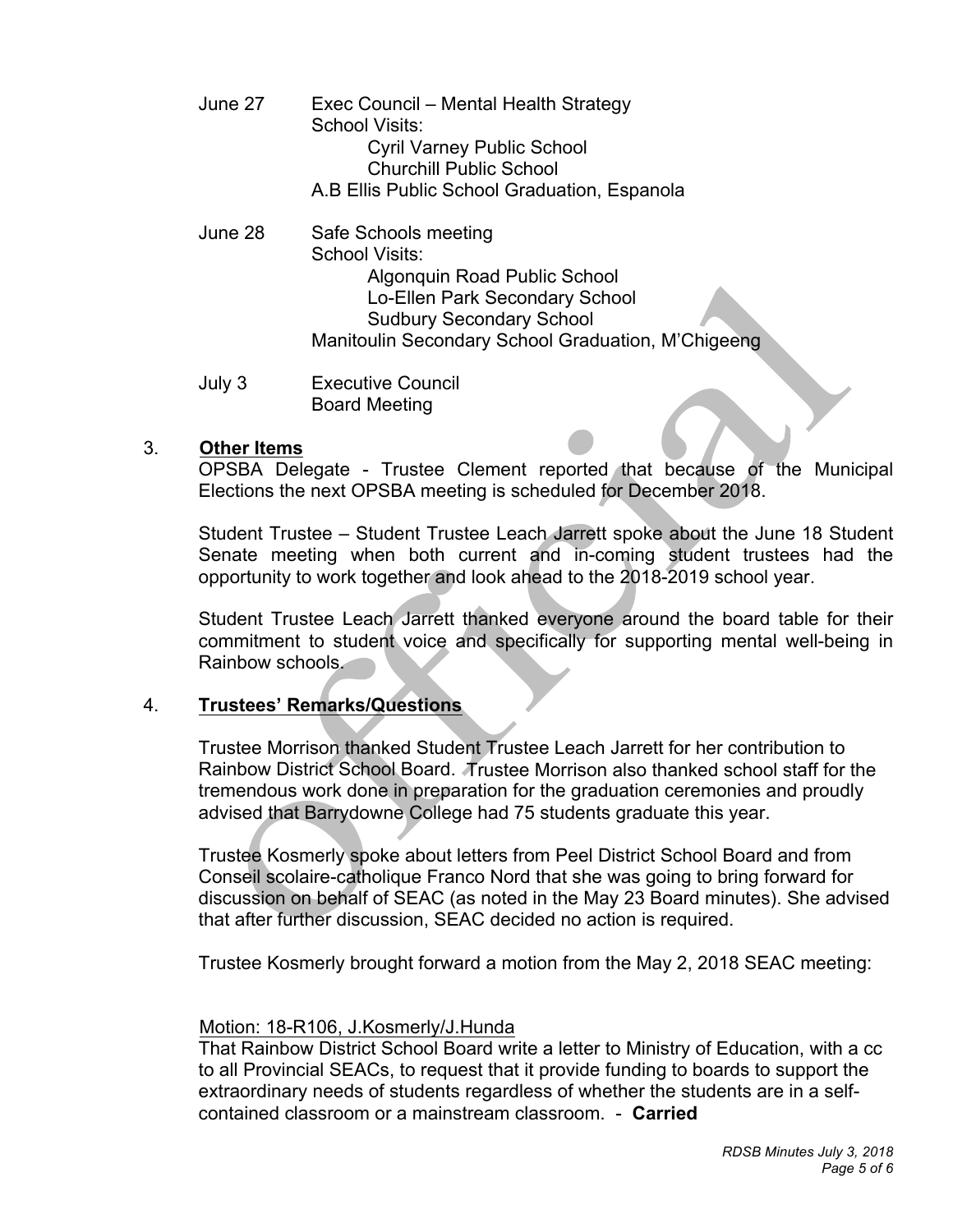June 27 Exec Council – Mental Health Strategy
School Visits:
- Cyril Varney Public School
- Churchill Public School

A.B Ellis Public School Graduation, Espanola

June 28 Safe Schools meeting
School Visits:
- Algonquin Road Public School
- Lo-Ellen Park Secondary School
- Sudbury Secondary School

Manitoulin Secondary School Graduation, M'Chigeeng

July 3 Executive Council
Board Meeting

3. **Other Items**

OPSBA Delegate - Trustee Clement reported that because of the Municipal Elections the next OPSBA meeting is scheduled for December 2018.

Student Trustee – Student Trustee Leach Jarrett spoke about the June 18 Student Senate meeting when both current and in-coming student trustees had the opportunity to work together and look ahead to the 2018-2019 school year.

Student Trustee Leach Jarrett thanked everyone around the board table for their commitment to student voice and specifically for supporting mental well-being in Rainbow schools.

4. **Trustees' Remarks/Questions**

Trustee Morrison thanked Student Trustee Leach Jarrett for her contribution to Rainbow District School Board. Trustee Morrison also thanked school staff for the tremendous work done in preparation for the graduation ceremonies and proudly advised that Barrydowne College had 75 students graduate this year.

Trustee Kosmerly spoke about letters from Peel District School Board and from Conseil scolaire-catholique Franco Nord that she was going to bring forward for discussion on behalf of SEAC (as noted in the May 23 Board minutes). She advised that after further discussion, SEAC decided no action is required.

Trustee Kosmerly brought forward a motion from the May 2, 2018 SEAC meeting:

Motion: 18-R106, J.Kosmerly/J.Hunda

That Rainbow District School Board write a letter to Ministry of Education, with a cc to all Provincial SEACs, to request that it provide funding to boards to support the extraordinary needs of students regardless of whether the students are in a self-contained classroom or a mainstream classroom. - **Carried**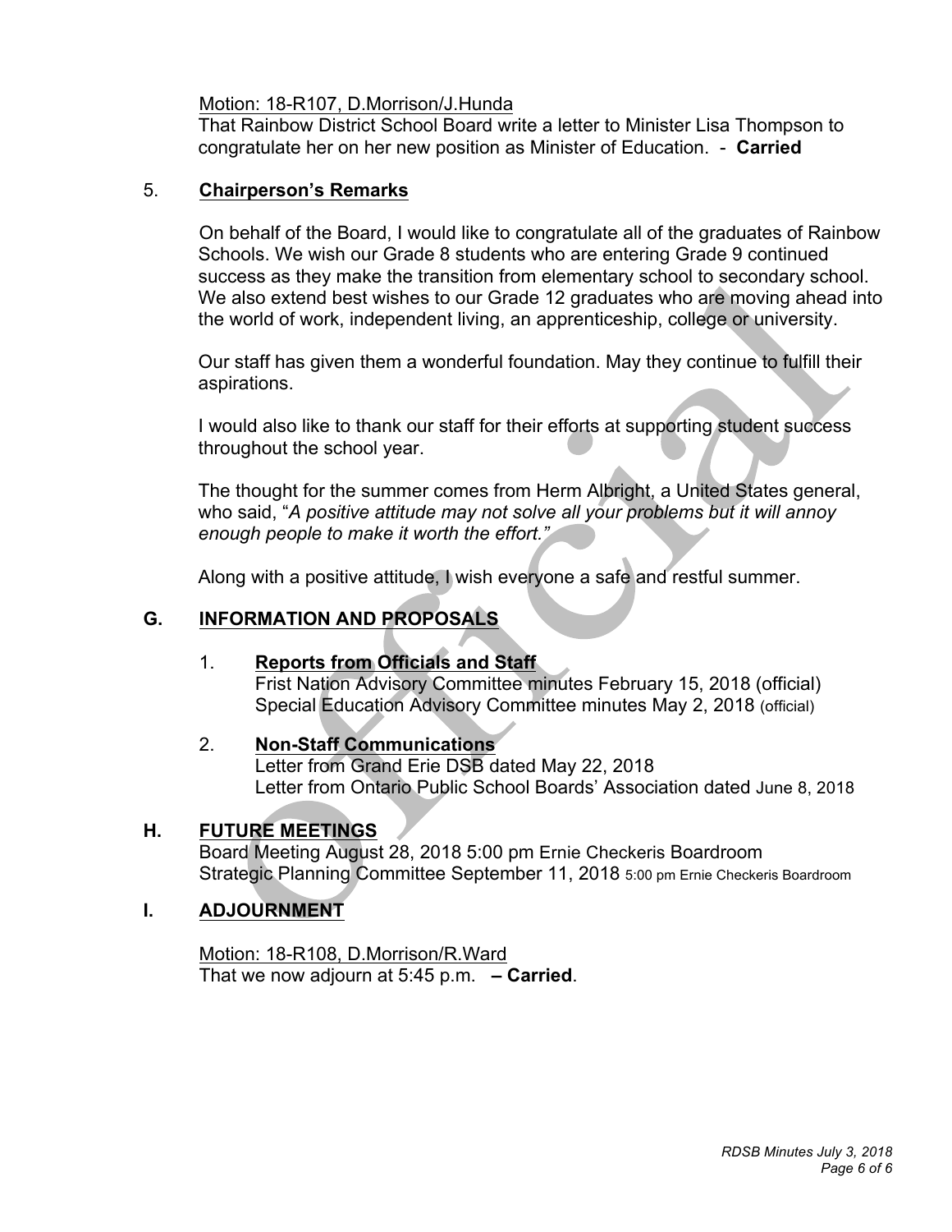Motion: 18-R107, D.Morrison/J.Hunda

That Rainbow District School Board write a letter to Minister Lisa Thompson to congratulate her on her new position as Minister of Education. - **Carried**

5. **Chairperson's Remarks**

On behalf of the Board, I would like to congratulate all of the graduates of Rainbow Schools. We wish our Grade 8 students who are entering Grade 9 continued success as they make the transition from elementary school to secondary school. We also extend best wishes to our Grade 12 graduates who are moving ahead into the world of work, independent living, an apprenticeship, college or university.

Our staff has given them a wonderful foundation. May they continue to fulfill their aspirations.

I would also like to thank our staff for their efforts at supporting student success throughout the school year.

The thought for the summer comes from Herm Albright, a United States general, who said, "*A positive attitude may not solve all your problems but it will annoy enough people to make it worth the effort.*"

Along with a positive attitude, I wish everyone a safe and restful summer.

## G. INFORMATION AND PROPOSALS

1. **Reports from Officials and Staff**
   Frist Nation Advisory Committee minutes February 15, 2018 (official)
   Special Education Advisory Committee minutes May 2, 2018 (official)

2. **Non-Staff Communications**
   Letter from Grand Erie DSB dated May 22, 2018
   Letter from Ontario Public School Boards' Association dated June 8, 2018

## H. FUTURE MEETINGS

Board Meeting August 28, 2018 5:00 pm Ernie Checkeris Boardroom
Strategic Planning Committee September 11, 2018 5:00 pm Ernie Checkeris Boardroom

## I. ADJOURNMENT

Motion: 18-R108, D.Morrison/R.Ward

That we now adjourn at 5:45 p.m. **– Carried**.